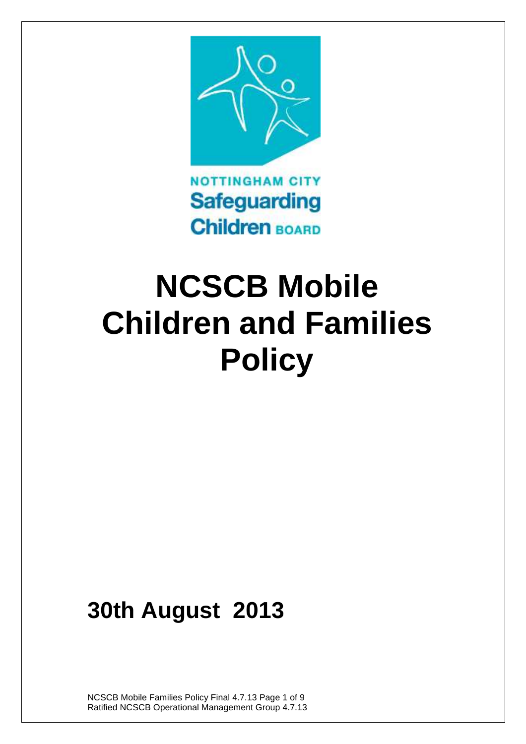NOTTINGHAM CITY
Safeguarding
Children BOARD

# NCSCB Mobile Children and Families Policy

## 30th August 2013

NCSCB Mobile Families Policy Final 4.7.13
Ratified NCSCB Operational Management Group 4.7.13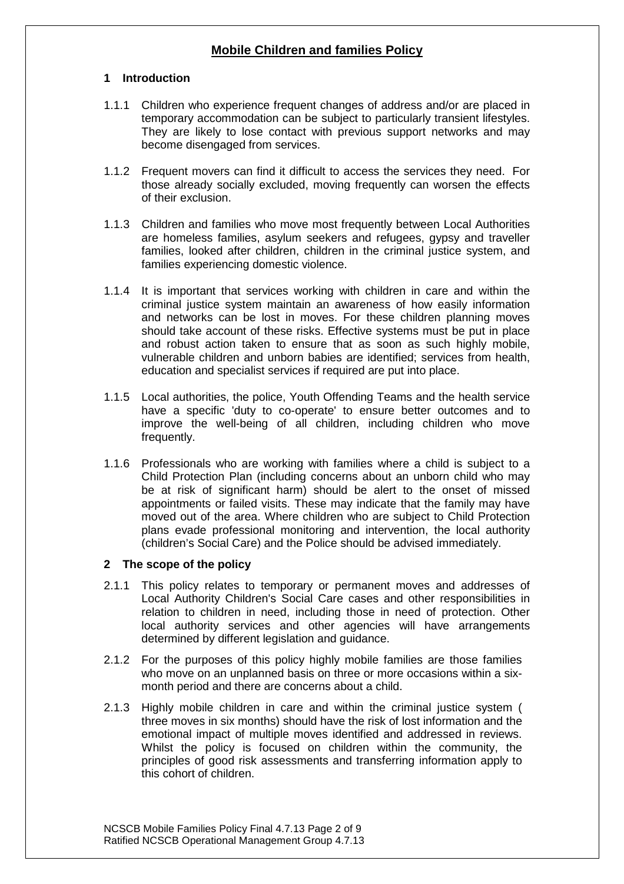# Mobile Children and families Policy

## 1 Introduction

1.1.1 Children who experience frequent changes of address and/or are placed in temporary accommodation can be subject to particularly transient lifestyles. They are likely to lose contact with previous support networks and may become disengaged from services.

1.1.2 Frequent movers can find it difficult to access the services they need. For those already socially excluded, moving frequently can worsen the effects of their exclusion.

1.1.3 Children and families who move most frequently between Local Authorities are homeless families, asylum seekers and refugees, gypsy and traveller families, looked after children, children in the criminal justice system, and families experiencing domestic violence.

1.1.4 It is important that services working with children in care and within the criminal justice system maintain an awareness of how easily information and networks can be lost in moves. For these children planning moves should take account of these risks. Effective systems must be put in place and robust action taken to ensure that as soon as such highly mobile, vulnerable children and unborn babies are identified; services from health, education and specialist services if required are put into place.

1.1.5 Local authorities, the police, Youth Offending Teams and the health service have a specific 'duty to co-operate' to ensure better outcomes and to improve the well-being of all children, including children who move frequently.

1.1.6 Professionals who are working with families where a child is subject to a Child Protection Plan (including concerns about an unborn child who may be at risk of significant harm) should be alert to the onset of missed appointments or failed visits. These may indicate that the family may have moved out of the area. Where children who are subject to Child Protection plans evade professional monitoring and intervention, the local authority (children's Social Care) and the Police should be advised immediately.

## 2 The scope of the policy

2.1.1 This policy relates to temporary or permanent moves and addresses of Local Authority Children's Social Care cases and other responsibilities in relation to children in need, including those in need of protection. Other local authority services and other agencies will have arrangements determined by different legislation and guidance.

2.1.2 For the purposes of this policy highly mobile families are those families who move on an unplanned basis on three or more occasions within a six-month period and there are concerns about a child.

2.1.3 Highly mobile children in care and within the criminal justice system ( three moves in six months) should have the risk of lost information and the emotional impact of multiple moves identified and addressed in reviews. Whilst the policy is focused on children within the community, the principles of good risk assessments and transferring information apply to this cohort of children.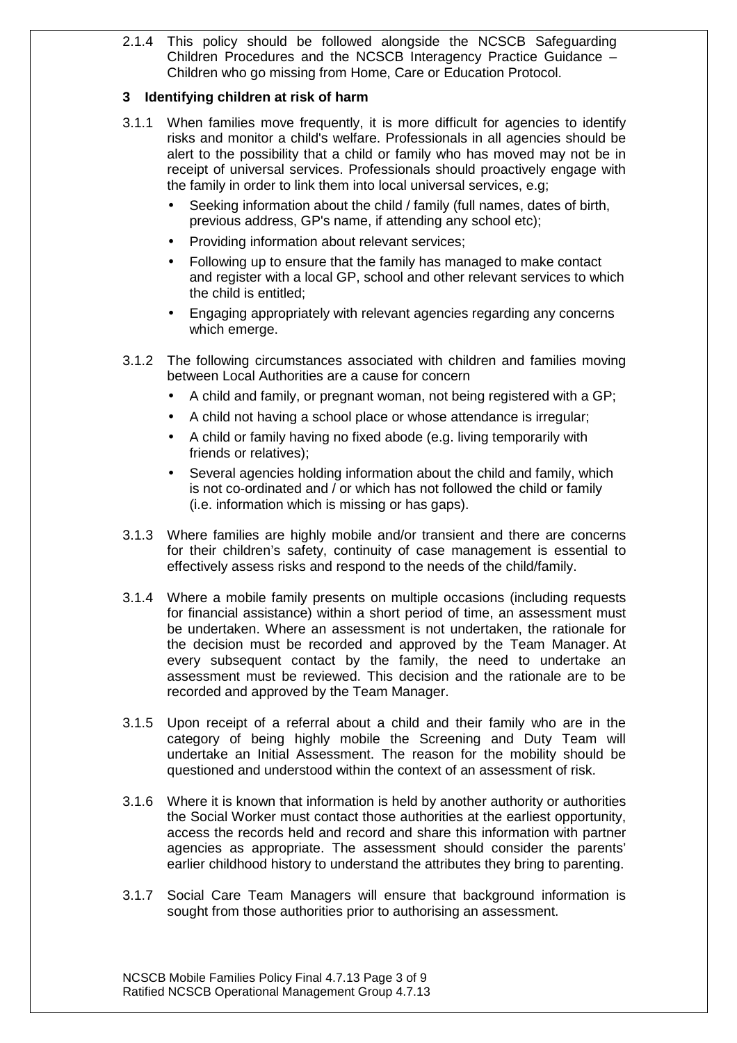2.1.4 This policy should be followed alongside the NCSCB Safeguarding Children Procedures and the NCSCB Interagency Practice Guidance – Children who go missing from Home, Care or Education Protocol.

## 3 Identifying children at risk of harm

3.1.1 When families move frequently, it is more difficult for agencies to identify risks and monitor a child's welfare. Professionals in all agencies should be alert to the possibility that a child or family who has moved may not be in receipt of universal services. Professionals should proactively engage with the family in order to link them into local universal services, e.g;

- Seeking information about the child / family (full names, dates of birth, previous address, GP's name, if attending any school etc);
- Providing information about relevant services;
- Following up to ensure that the family has managed to make contact and register with a local GP, school and other relevant services to which the child is entitled;
- Engaging appropriately with relevant agencies regarding any concerns which emerge.

3.1.2 The following circumstances associated with children and families moving between Local Authorities are a cause for concern

- A child and family, or pregnant woman, not being registered with a GP;
- A child not having a school place or whose attendance is irregular;
- A child or family having no fixed abode (e.g. living temporarily with friends or relatives);
- Several agencies holding information about the child and family, which is not co-ordinated and / or which has not followed the child or family (i.e. information which is missing or has gaps).

3.1.3 Where families are highly mobile and/or transient and there are concerns for their children's safety, continuity of case management is essential to effectively assess risks and respond to the needs of the child/family.

3.1.4 Where a mobile family presents on multiple occasions (including requests for financial assistance) within a short period of time, an assessment must be undertaken. Where an assessment is not undertaken, the rationale for the decision must be recorded and approved by the Team Manager. At every subsequent contact by the family, the need to undertake an assessment must be reviewed. This decision and the rationale are to be recorded and approved by the Team Manager.

3.1.5 Upon receipt of a referral about a child and their family who are in the category of being highly mobile the Screening and Duty Team will undertake an Initial Assessment. The reason for the mobility should be questioned and understood within the context of an assessment of risk.

3.1.6 Where it is known that information is held by another authority or authorities the Social Worker must contact those authorities at the earliest opportunity, access the records held and record and share this information with partner agencies as appropriate. The assessment should consider the parents' earlier childhood history to understand the attributes they bring to parenting.

3.1.7 Social Care Team Managers will ensure that background information is sought from those authorities prior to authorising an assessment.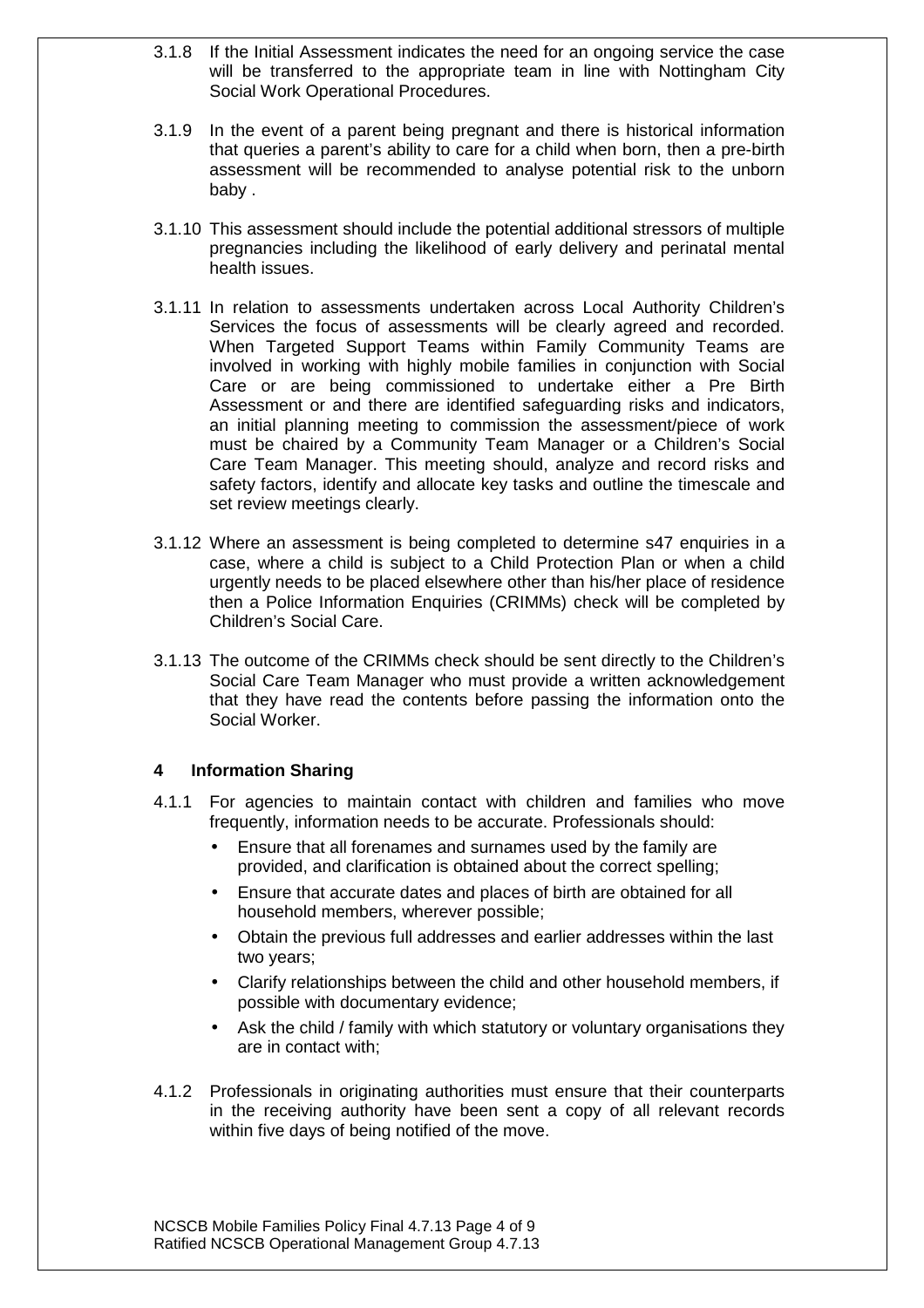3.1.8 If the Initial Assessment indicates the need for an ongoing service the case will be transferred to the appropriate team in line with Nottingham City Social Work Operational Procedures.

3.1.9 In the event of a parent being pregnant and there is historical information that queries a parent's ability to care for a child when born, then a pre-birth assessment will be recommended to analyse potential risk to the unborn baby .

3.1.10 This assessment should include the potential additional stressors of multiple pregnancies including the likelihood of early delivery and perinatal mental health issues.

3.1.11 In relation to assessments undertaken across Local Authority Children's Services the focus of assessments will be clearly agreed and recorded. When Targeted Support Teams within Family Community Teams are involved in working with highly mobile families in conjunction with Social Care or are being commissioned to undertake either a Pre Birth Assessment or and there are identified safeguarding risks and indicators, an initial planning meeting to commission the assessment/piece of work must be chaired by a Community Team Manager or a Children's Social Care Team Manager. This meeting should, analyze and record risks and safety factors, identify and allocate key tasks and outline the timescale and set review meetings clearly.

3.1.12 Where an assessment is being completed to determine s47 enquiries in a case, where a child is subject to a Child Protection Plan or when a child urgently needs to be placed elsewhere other than his/her place of residence then a Police Information Enquiries (CRIMMs) check will be completed by Children's Social Care.

3.1.13 The outcome of the CRIMMs check should be sent directly to the Children's Social Care Team Manager who must provide a written acknowledgement that they have read the contents before passing the information onto the Social Worker.

## 4 Information Sharing

4.1.1 For agencies to maintain contact with children and families who move frequently, information needs to be accurate. Professionals should:

- Ensure that all forenames and surnames used by the family are provided, and clarification is obtained about the correct spelling;
- Ensure that accurate dates and places of birth are obtained for all household members, wherever possible;
- Obtain the previous full addresses and earlier addresses within the last two years;
- Clarify relationships between the child and other household members, if possible with documentary evidence;
- Ask the child / family with which statutory or voluntary organisations they are in contact with;

4.1.2 Professionals in originating authorities must ensure that their counterparts in the receiving authority have been sent a copy of all relevant records within five days of being notified of the move.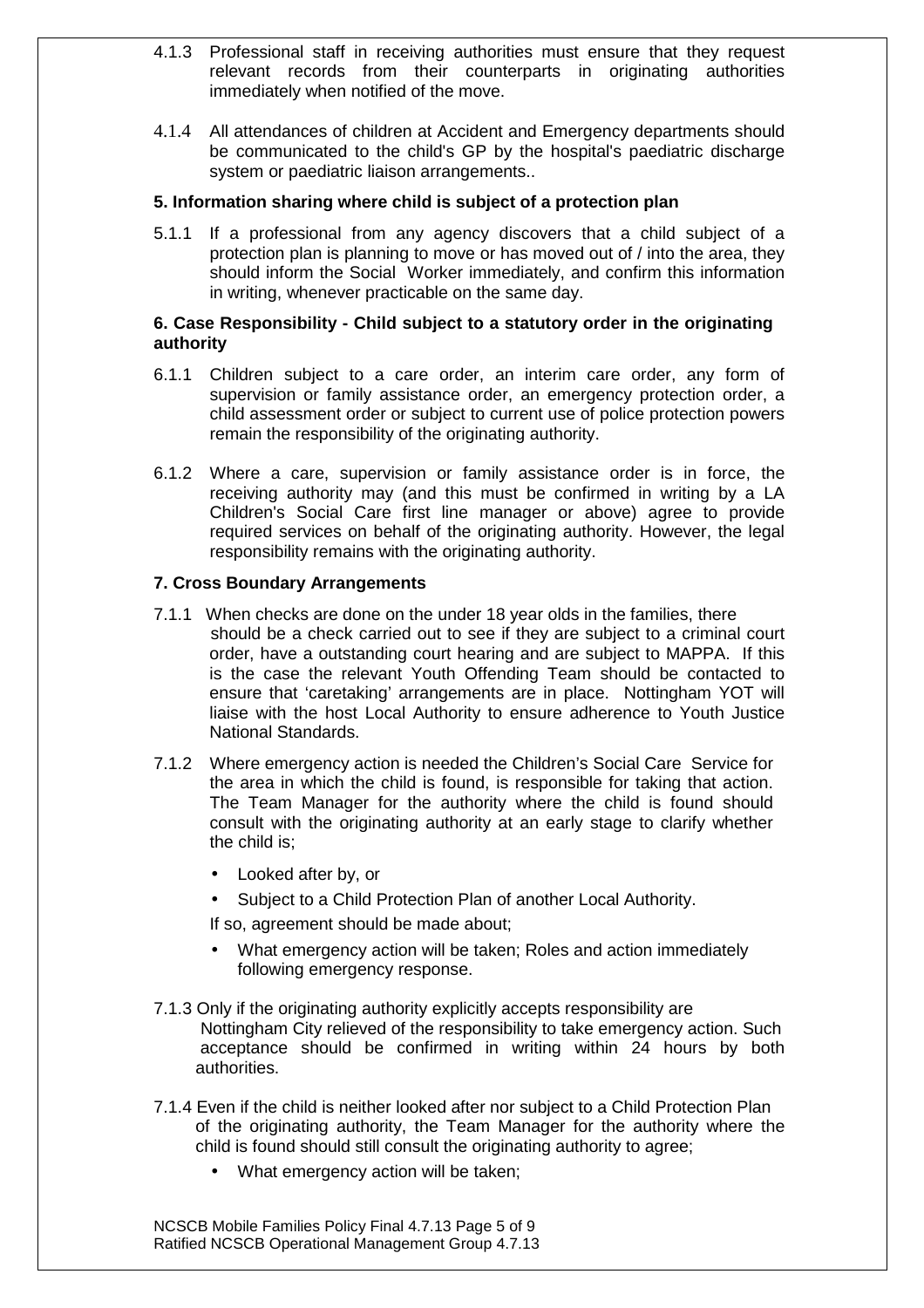4.1.3 Professional staff in receiving authorities must ensure that they request relevant records from their counterparts in originating authorities immediately when notified of the move.

4.1.4 All attendances of children at Accident and Emergency departments should be communicated to the child's GP by the hospital's paediatric discharge system or paediatric liaison arrangements..

**5. Information sharing where child is subject of a protection plan**

5.1.1 If a professional from any agency discovers that a child subject of a protection plan is planning to move or has moved out of / into the area, they should inform the Social Worker immediately, and confirm this information in writing, whenever practicable on the same day.

**6. Case Responsibility - Child subject to a statutory order in the originating authority**

6.1.1 Children subject to a care order, an interim care order, any form of supervision or family assistance order, an emergency protection order, a child assessment order or subject to current use of police protection powers remain the responsibility of the originating authority.

6.1.2 Where a care, supervision or family assistance order is in force, the receiving authority may (and this must be confirmed in writing by a LA Children's Social Care first line manager or above) agree to provide required services on behalf of the originating authority. However, the legal responsibility remains with the originating authority.

**7. Cross Boundary Arrangements**

7.1.1 When checks are done on the under 18 year olds in the families, there should be a check carried out to see if they are subject to a criminal court order, have a outstanding court hearing and are subject to MAPPA. If this is the case the relevant Youth Offending Team should be contacted to ensure that 'caretaking' arrangements are in place. Nottingham YOT will liaise with the host Local Authority to ensure adherence to Youth Justice National Standards.

7.1.2 Where emergency action is needed the Children's Social Care Service for the area in which the child is found, is responsible for taking that action. The Team Manager for the authority where the child is found should consult with the originating authority at an early stage to clarify whether the child is;

- Looked after by, or
- Subject to a Child Protection Plan of another Local Authority.

If so, agreement should be made about;

- What emergency action will be taken; Roles and action immediately following emergency response.

7.1.3 Only if the originating authority explicitly accepts responsibility are Nottingham City relieved of the responsibility to take emergency action. Such acceptance should be confirmed in writing within 24 hours by both authorities.

7.1.4 Even if the child is neither looked after nor subject to a Child Protection Plan of the originating authority, the Team Manager for the authority where the child is found should still consult the originating authority to agree;

- What emergency action will be taken;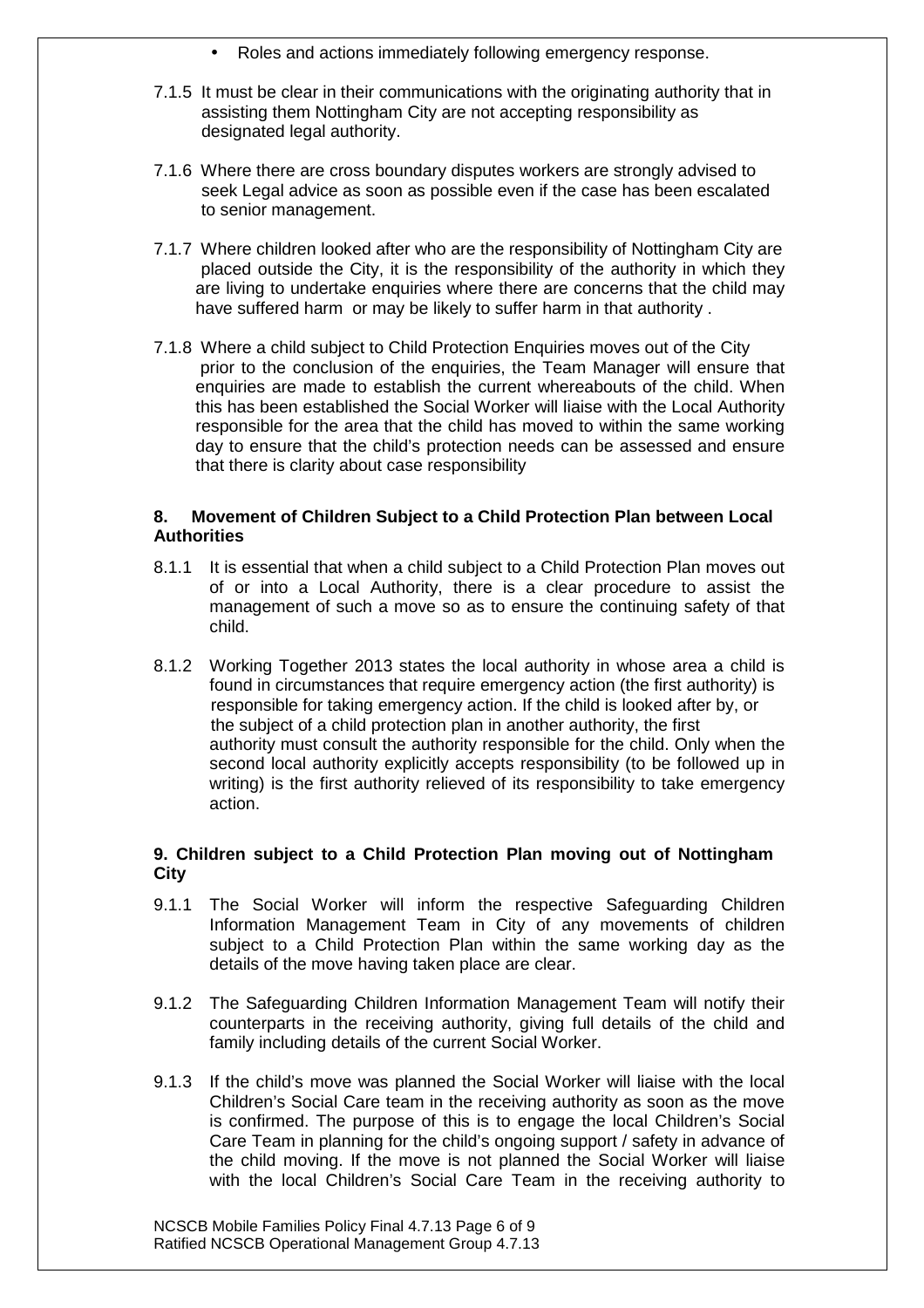- Roles and actions immediately following emergency response.

7.1.5 It must be clear in their communications with the originating authority that in assisting them Nottingham City are not accepting responsibility as designated legal authority.

7.1.6 Where there are cross boundary disputes workers are strongly advised to seek Legal advice as soon as possible even if the case has been escalated to senior management.

7.1.7 Where children looked after who are the responsibility of Nottingham City are placed outside the City, it is the responsibility of the authority in which they are living to undertake enquiries where there are concerns that the child may have suffered harm or may be likely to suffer harm in that authority .

7.1.8 Where a child subject to Child Protection Enquiries moves out of the City prior to the conclusion of the enquiries, the Team Manager will ensure that enquiries are made to establish the current whereabouts of the child. When this has been established the Social Worker will liaise with the Local Authority responsible for the area that the child has moved to within the same working day to ensure that the child's protection needs can be assessed and ensure that there is clarity about case responsibility

## 8. Movement of Children Subject to a Child Protection Plan between Local Authorities

8.1.1 It is essential that when a child subject to a Child Protection Plan moves out of or into a Local Authority, there is a clear procedure to assist the management of such a move so as to ensure the continuing safety of that child.

8.1.2 Working Together 2013 states the local authority in whose area a child is found in circumstances that require emergency action (the first authority) is responsible for taking emergency action. If the child is looked after by, or the subject of a child protection plan in another authority, the first authority must consult the authority responsible for the child. Only when the second local authority explicitly accepts responsibility (to be followed up in writing) is the first authority relieved of its responsibility to take emergency action.

## 9. Children subject to a Child Protection Plan moving out of Nottingham City

9.1.1 The Social Worker will inform the respective Safeguarding Children Information Management Team in City of any movements of children subject to a Child Protection Plan within the same working day as the details of the move having taken place are clear.

9.1.2 The Safeguarding Children Information Management Team will notify their counterparts in the receiving authority, giving full details of the child and family including details of the current Social Worker.

9.1.3 If the child's move was planned the Social Worker will liaise with the local Children's Social Care team in the receiving authority as soon as the move is confirmed. The purpose of this is to engage the local Children's Social Care Team in planning for the child's ongoing support / safety in advance of the child moving. If the move is not planned the Social Worker will liaise with the local Children's Social Care Team in the receiving authority to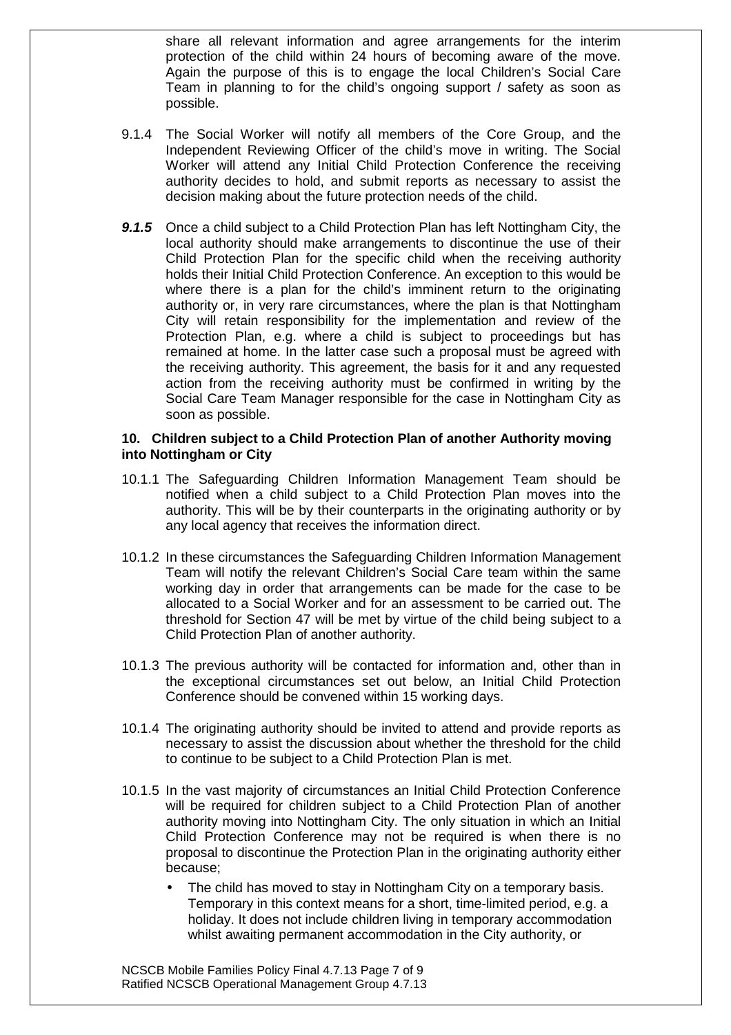share all relevant information and agree arrangements for the interim protection of the child within 24 hours of becoming aware of the move. Again the purpose of this is to engage the local Children's Social Care Team in planning to for the child's ongoing support / safety as soon as possible.

9.1.4 The Social Worker will notify all members of the Core Group, and the Independent Reviewing Officer of the child's move in writing. The Social Worker will attend any Initial Child Protection Conference the receiving authority decides to hold, and submit reports as necessary to assist the decision making about the future protection needs of the child.

***9.1.5*** Once a child subject to a Child Protection Plan has left Nottingham City, the local authority should make arrangements to discontinue the use of their Child Protection Plan for the specific child when the receiving authority holds their Initial Child Protection Conference. An exception to this would be where there is a plan for the child's imminent return to the originating authority or, in very rare circumstances, where the plan is that Nottingham City will retain responsibility for the implementation and review of the Protection Plan, e.g. where a child is subject to proceedings but has remained at home. In the latter case such a proposal must be agreed with the receiving authority. This agreement, the basis for it and any requested action from the receiving authority must be confirmed in writing by the Social Care Team Manager responsible for the case in Nottingham City as soon as possible.

**10. Children subject to a Child Protection Plan of another Authority moving into Nottingham or City**

10.1.1 The Safeguarding Children Information Management Team should be notified when a child subject to a Child Protection Plan moves into the authority. This will be by their counterparts in the originating authority or by any local agency that receives the information direct.

10.1.2 In these circumstances the Safeguarding Children Information Management Team will notify the relevant Children's Social Care team within the same working day in order that arrangements can be made for the case to be allocated to a Social Worker and for an assessment to be carried out. The threshold for Section 47 will be met by virtue of the child being subject to a Child Protection Plan of another authority.

10.1.3 The previous authority will be contacted for information and, other than in the exceptional circumstances set out below, an Initial Child Protection Conference should be convened within 15 working days.

10.1.4 The originating authority should be invited to attend and provide reports as necessary to assist the discussion about whether the threshold for the child to continue to be subject to a Child Protection Plan is met.

10.1.5 In the vast majority of circumstances an Initial Child Protection Conference will be required for children subject to a Child Protection Plan of another authority moving into Nottingham City. The only situation in which an Initial Child Protection Conference may not be required is when there is no proposal to discontinue the Protection Plan in the originating authority either because;

- The child has moved to stay in Nottingham City on a temporary basis. Temporary in this context means for a short, time-limited period, e.g. a holiday. It does not include children living in temporary accommodation whilst awaiting permanent accommodation in the City authority, or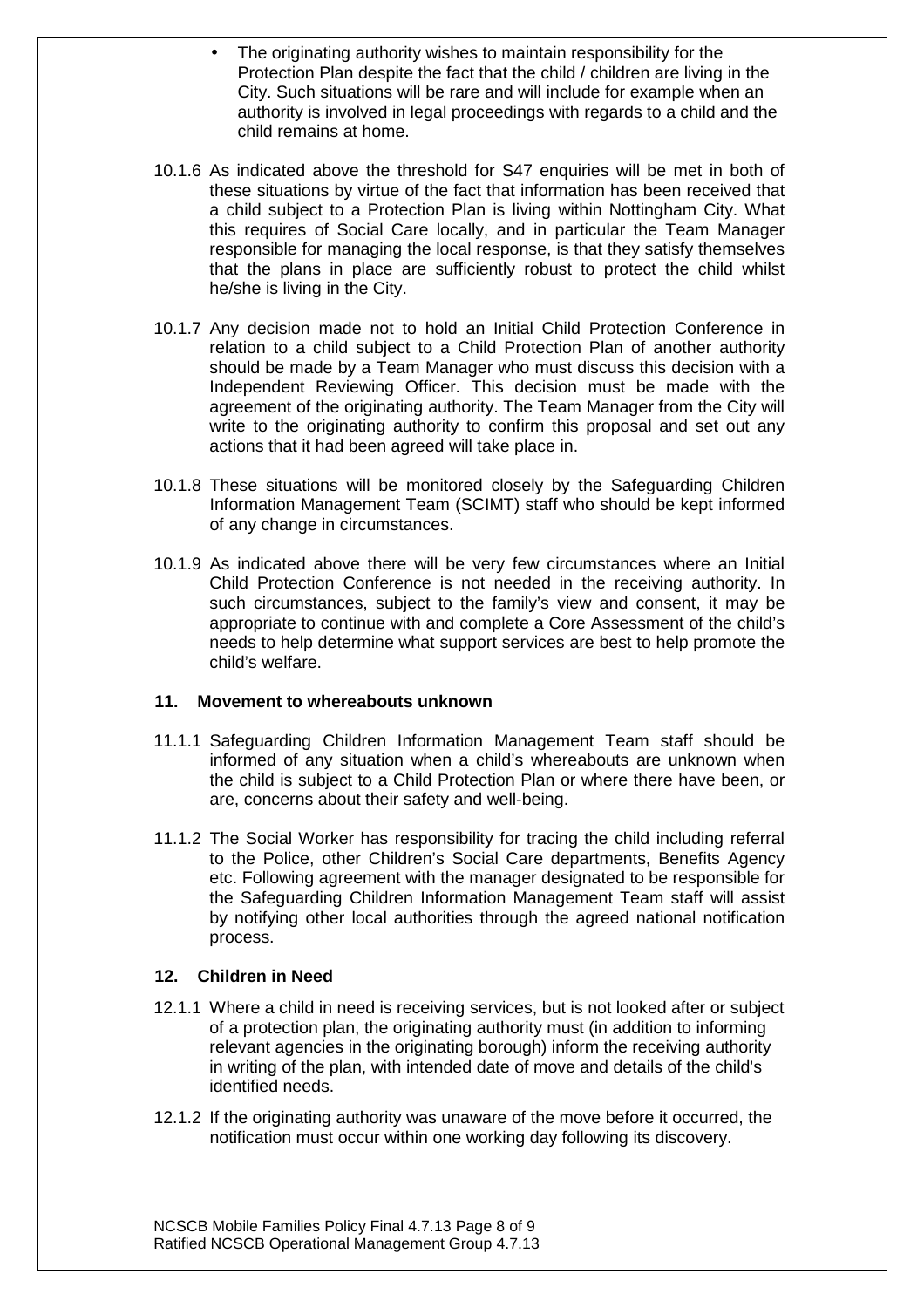- The originating authority wishes to maintain responsibility for the Protection Plan despite the fact that the child / children are living in the City. Such situations will be rare and will include for example when an authority is involved in legal proceedings with regards to a child and the child remains at home.

10.1.6 As indicated above the threshold for S47 enquiries will be met in both of these situations by virtue of the fact that information has been received that a child subject to a Protection Plan is living within Nottingham City. What this requires of Social Care locally, and in particular the Team Manager responsible for managing the local response, is that they satisfy themselves that the plans in place are sufficiently robust to protect the child whilst he/she is living in the City.

10.1.7 Any decision made not to hold an Initial Child Protection Conference in relation to a child subject to a Child Protection Plan of another authority should be made by a Team Manager who must discuss this decision with a Independent Reviewing Officer. This decision must be made with the agreement of the originating authority. The Team Manager from the City will write to the originating authority to confirm this proposal and set out any actions that it had been agreed will take place in.

10.1.8 These situations will be monitored closely by the Safeguarding Children Information Management Team (SCIMT) staff who should be kept informed of any change in circumstances.

10.1.9 As indicated above there will be very few circumstances where an Initial Child Protection Conference is not needed in the receiving authority. In such circumstances, subject to the family's view and consent, it may be appropriate to continue with and complete a Core Assessment of the child's needs to help determine what support services are best to help promote the child's welfare.

## 11. Movement to whereabouts unknown

11.1.1 Safeguarding Children Information Management Team staff should be informed of any situation when a child's whereabouts are unknown when the child is subject to a Child Protection Plan or where there have been, or are, concerns about their safety and well-being.

11.1.2 The Social Worker has responsibility for tracing the child including referral to the Police, other Children's Social Care departments, Benefits Agency etc. Following agreement with the manager designated to be responsible for the Safeguarding Children Information Management Team staff will assist by notifying other local authorities through the agreed national notification process.

## 12. Children in Need

12.1.1 Where a child in need is receiving services, but is not looked after or subject of a protection plan, the originating authority must (in addition to informing relevant agencies in the originating borough) inform the receiving authority in writing of the plan, with intended date of move and details of the child's identified needs.

12.1.2 If the originating authority was unaware of the move before it occurred, the notification must occur within one working day following its discovery.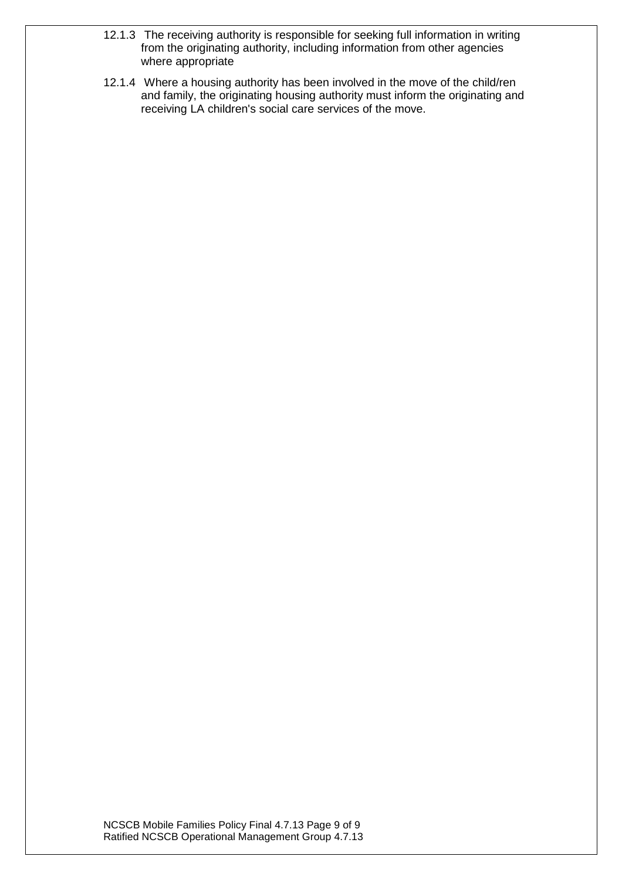12.1.3 The receiving authority is responsible for seeking full information in writing from the originating authority, including information from other agencies where appropriate

12.1.4 Where a housing authority has been involved in the move of the child/ren and family, the originating housing authority must inform the originating and receiving LA children's social care services of the move.